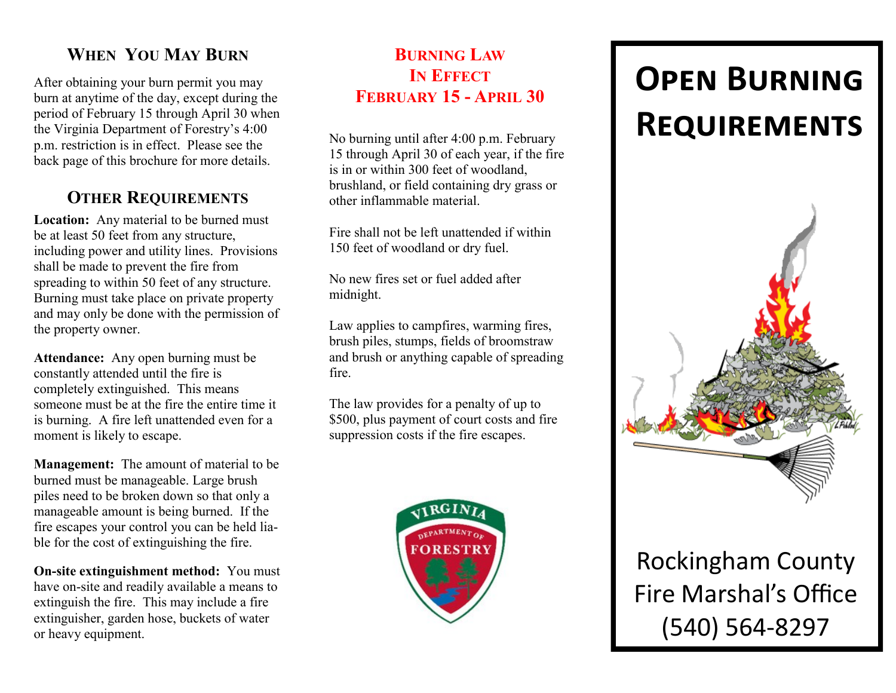## When You May Burn

After obtaining your burn permit you may burn at anytime of the day, except during the period of February 15 through April 30 when the Virginia Department of Forestry's 4:00 p.m. restriction is in effect. Please see the back page of this brochure for more details.

## Other Requirements

**Location:** Any material to be burned must be at least 50 feet from any structure, including power and utility lines. Provisions shall be made to prevent the fire from spreading to within 50 feet of any structure. Burning must take place on private property and may only be done with the permission of the property owner.

**Attendance:** Any open burning must be constantly attended until the fire is completely extinguished. This means someone must be at the fire the entire time it is burning. A fire left unattended even for a moment is likely to escape.

**Management:** The amount of material to be burned must be manageable. Large brush piles need to be broken down so that only a manageable amount is being burned. If the fire escapes your control you can be held liable for the cost of extinguishing the fire.

**On-site extinguishment method:** You must have on-site and readily available a means to extinguish the fire. This may include a fire extinguisher, garden hose, buckets of water or heavy equipment.

## Burning Law In Effect February 15 - April 30

No burning until after 4:00 p.m. February 15 through April 30 of each year, if the fire is in or within 300 feet of woodland, brushland, or field containing dry grass or other inflammable material.

Fire shall not be left unattended if within 150 feet of woodland or dry fuel.

No new fires set or fuel added after midnight.

Law applies to campfires, warming fires, brush piles, stumps, fields of broomstraw and brush or anything capable of spreading fire.

The law provides for a penalty of up to $500, plus payment of court costs and fire suppression costs if the fire escapes.

Virginia Department of Forestry

# Open Burning Requirements

Rockingham County
Fire Marshal's Office
(540) 564-8297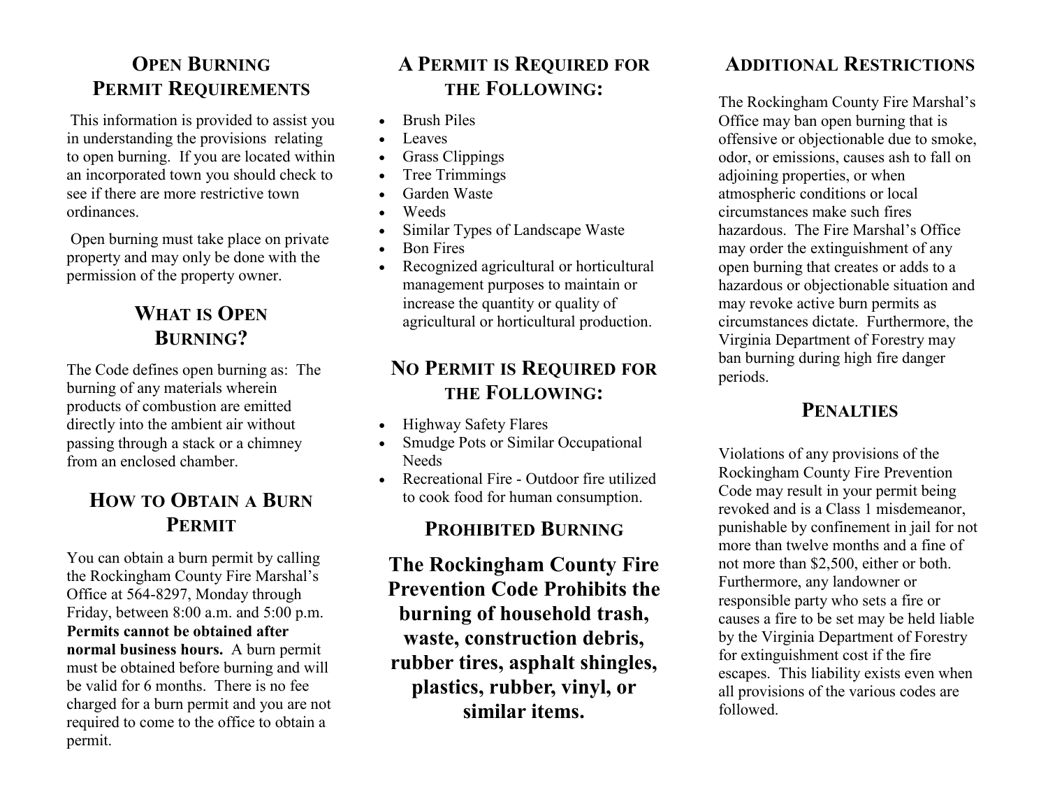## Open Burning Permit Requirements

This information is provided to assist you in understanding the provisions relating to open burning. If you are located within an incorporated town you should check to see if there are more restrictive town ordinances.

Open burning must take place on private property and may only be done with the permission of the property owner.

## What is Open Burning?

The Code defines open burning as: The burning of any materials wherein products of combustion are emitted directly into the ambient air without passing through a stack or a chimney from an enclosed chamber.

## How to Obtain a Burn Permit

You can obtain a burn permit by calling the Rockingham County Fire Marshal's Office at 564-8297, Monday through Friday, between 8:00 a.m. and 5:00 p.m. **Permits cannot be obtained after normal business hours.** A burn permit must be obtained before burning and will be valid for 6 months. There is no fee charged for a burn permit and you are not required to come to the office to obtain a permit.

## A Permit is Required for the Following:

- Brush Piles
- Leaves
- Grass Clippings
- Tree Trimmings
- Garden Waste
- Weeds
- Similar Types of Landscape Waste
- Bon Fires
- Recognized agricultural or horticultural management purposes to maintain or increase the quantity or quality of agricultural or horticultural production.

## No Permit is Required for the Following:

- Highway Safety Flares
- Smudge Pots or Similar Occupational Needs
- Recreational Fire - Outdoor fire utilized to cook food for human consumption.

## Prohibited Burning

**The Rockingham County Fire Prevention Code Prohibits the burning of household trash, waste, construction debris, rubber tires, asphalt shingles, plastics, rubber, vinyl, or similar items.**

## Additional Restrictions

The Rockingham County Fire Marshal's Office may ban open burning that is offensive or objectionable due to smoke, odor, or emissions, causes ash to fall on adjoining properties, or when atmospheric conditions or local circumstances make such fires hazardous. The Fire Marshal's Office may order the extinguishment of any open burning that creates or adds to a hazardous or objectionable situation and may revoke active burn permits as circumstances dictate. Furthermore, the Virginia Department of Forestry may ban burning during high fire danger periods.

## Penalties

Violations of any provisions of the Rockingham County Fire Prevention Code may result in your permit being revoked and is a Class 1 misdemeanor, punishable by confinement in jail for not more than twelve months and a fine of not more than $2,500, either or both. Furthermore, any landowner or responsible party who sets a fire or causes a fire to be set may be held liable by the Virginia Department of Forestry for extinguishment cost if the fire escapes. This liability exists even when all provisions of the various codes are followed.